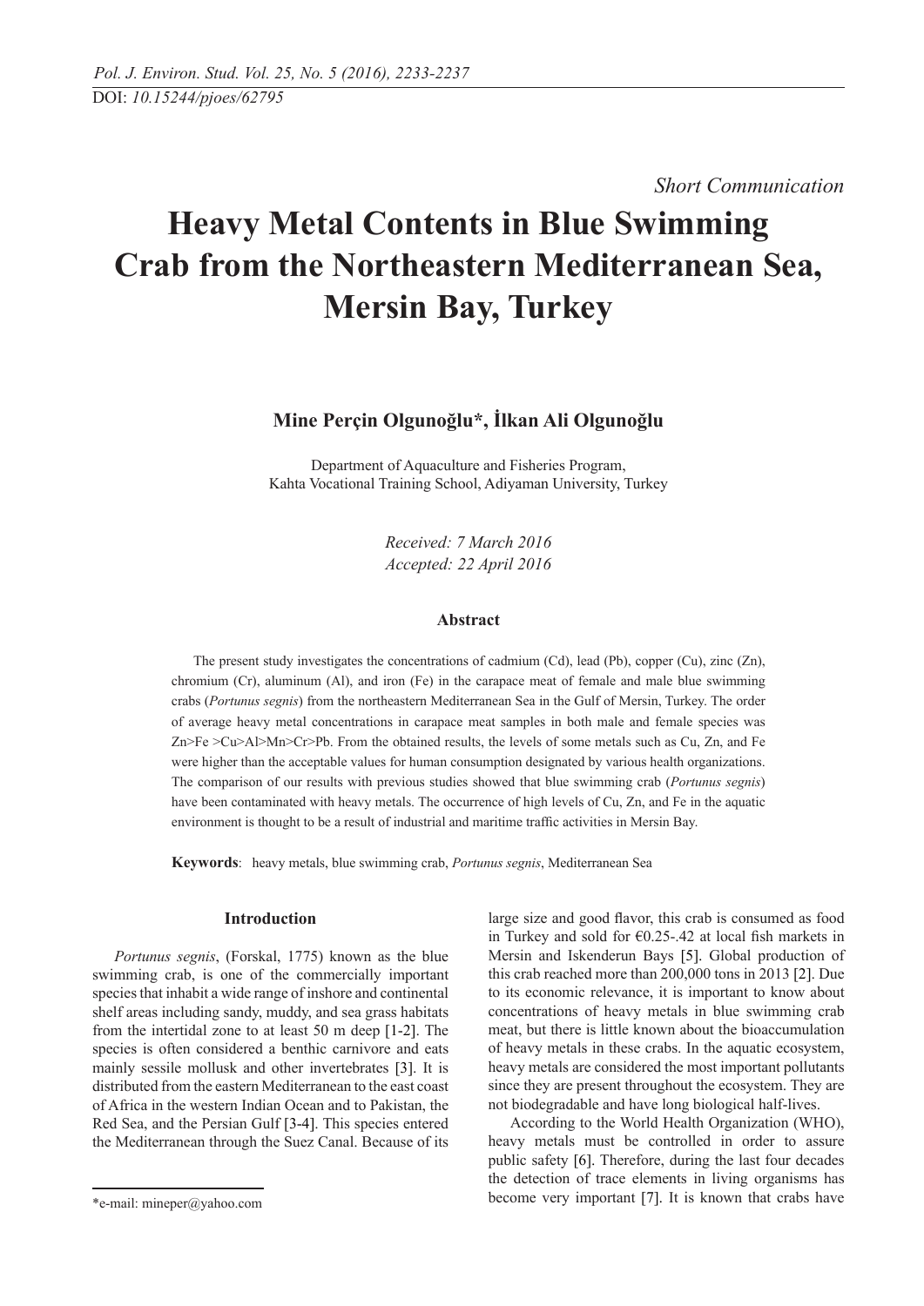*Short Communication*

# Heavy Metal Contents in Blue Swimming Crab from the Northeastern Mediterranean Sea, Mersin Bay, Turkey

**Mine Perçin Olgunoğlu\*, İlkan Ali Olgunoğlu**

Department of Aquaculture and Fisheries Program,
Kahta Vocational Training School, Adiyaman University, Turkey

*Received: 7 March 2016*
*Accepted: 22 April 2016*

### Abstract

The present study investigates the concentrations of cadmium (Cd), lead (Pb), copper (Cu), zinc (Zn), chromium (Cr), aluminum (Al), and iron (Fe) in the carapace meat of female and male blue swimming crabs (*Portunus segnis*) from the northeastern Mediterranean Sea in the Gulf of Mersin, Turkey. The order of average heavy metal concentrations in carapace meat samples in both male and female species was Zn>Fe >Cu>Al>Mn>Cr>Pb. From the obtained results, the levels of some metals such as Cu, Zn, and Fe were higher than the acceptable values for human consumption designated by various health organizations. The comparison of our results with previous studies showed that blue swimming crab (*Portunus segnis*) have been contaminated with heavy metals. The occurrence of high levels of Cu, Zn, and Fe in the aquatic environment is thought to be a result of industrial and maritime traffic activities in Mersin Bay.

**Keywords**: heavy metals, blue swimming crab, *Portunus segnis*, Mediterranean Sea

## Introduction

*Portunus segnis*, (Forskal, 1775) known as the blue swimming crab, is one of the commercially important species that inhabit a wide range of inshore and continental shelf areas including sandy, muddy, and sea grass habitats from the intertidal zone to at least 50 m deep [1-2]. The species is often considered a benthic carnivore and eats mainly sessile mollusk and other invertebrates [3]. It is distributed from the eastern Mediterranean to the east coast of Africa in the western Indian Ocean and to Pakistan, the Red Sea, and the Persian Gulf [3-4]. This species entered the Mediterranean through the Suez Canal. Because of its large size and good flavor, this crab is consumed as food in Turkey and sold for €0.25-.42 at local fish markets in Mersin and Iskenderun Bays [5]. Global production of this crab reached more than 200,000 tons in 2013 [2]. Due to its economic relevance, it is important to know about concentrations of heavy metals in blue swimming crab meat, but there is little known about the bioaccumulation of heavy metals in these crabs. In the aquatic ecosystem, heavy metals are considered the most important pollutants since they are present throughout the ecosystem. They are not biodegradable and have long biological half-lives.

According to the World Health Organization (WHO), heavy metals must be controlled in order to assure public safety [6]. Therefore, during the last four decades the detection of trace elements in living organisms has become very important [7]. It is known that crabs have

\*e-mail: mineper@yahoo.com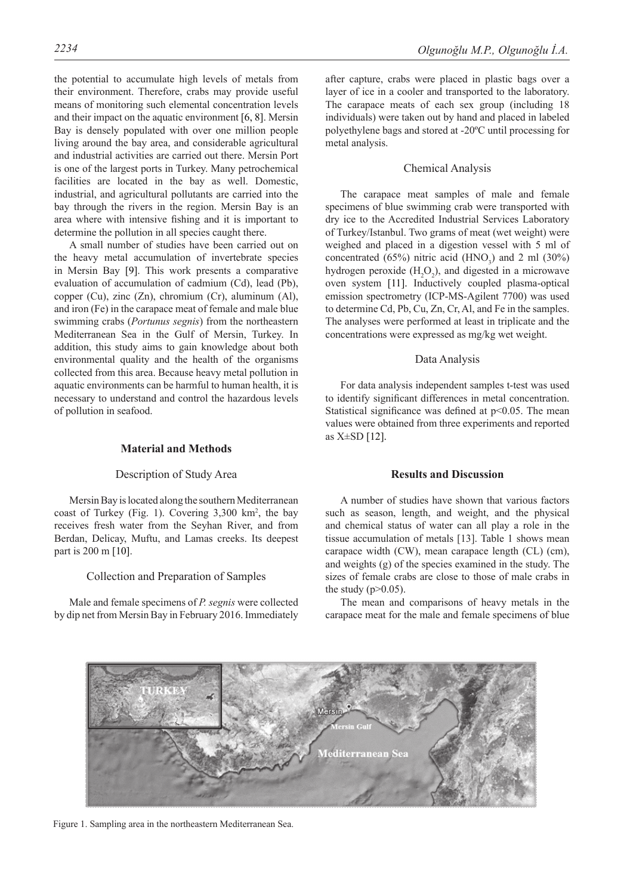the potential to accumulate high levels of metals from their environment. Therefore, crabs may provide useful means of monitoring such elemental concentration levels and their impact on the aquatic environment [6, 8]. Mersin Bay is densely populated with over one million people living around the bay area, and considerable agricultural and industrial activities are carried out there. Mersin Port is one of the largest ports in Turkey. Many petrochemical facilities are located in the bay as well. Domestic, industrial, and agricultural pollutants are carried into the bay through the rivers in the region. Mersin Bay is an area where with intensive fishing and it is important to determine the pollution in all species caught there.

A small number of studies have been carried out on the heavy metal accumulation of invertebrate species in Mersin Bay [9]. This work presents a comparative evaluation of accumulation of cadmium (Cd), lead (Pb), copper (Cu), zinc (Zn), chromium (Cr), aluminum (Al), and iron (Fe) in the carapace meat of female and male blue swimming crabs (*Portunus segnis*) from the northeastern Mediterranean Sea in the Gulf of Mersin, Turkey. In addition, this study aims to gain knowledge about both environmental quality and the health of the organisms collected from this area. Because heavy metal pollution in aquatic environments can be harmful to human health, it is necessary to understand and control the hazardous levels of pollution in seafood.

## Material and Methods

### Description of Study Area

Mersin Bay is located along the southern Mediterranean coast of Turkey (Fig. 1). Covering 3,300 km$^2$, the bay receives fresh water from the Seyhan River, and from Berdan, Delicay, Muftu, and Lamas creeks. Its deepest part is 200 m [10].

### Collection and Preparation of Samples

Male and female specimens of *P. segnis* were collected by dip net from Mersin Bay in February 2016. Immediately after capture, crabs were placed in plastic bags over a layer of ice in a cooler and transported to the laboratory. The carapace meats of each sex group (including 18 individuals) were taken out by hand and placed in labeled polyethylene bags and stored at -20ºC until processing for metal analysis.

### Chemical Analysis

The carapace meat samples of male and female specimens of blue swimming crab were transported with dry ice to the Accredited Industrial Services Laboratory of Turkey/Istanbul. Two grams of meat (wet weight) were weighed and placed in a digestion vessel with 5 ml of concentrated (65%) nitric acid ($HNO_3$) and 2 ml (30%) hydrogen peroxide ($H_2O_2$), and digested in a microwave oven system [11]. Inductively coupled plasma-optical emission spectrometry (ICP-MS-Agilent 7700) was used to determine Cd, Pb, Cu, Zn, Cr, Al, and Fe in the samples. The analyses were performed at least in triplicate and the concentrations were expressed as mg/kg wet weight.

### Data Analysis

For data analysis independent samples t-test was used to identify significant differences in metal concentration. Statistical significance was defined at $p<0.05$. The mean values were obtained from three experiments and reported as X±SD [12].

## Results and Discussion

A number of studies have shown that various factors such as season, length, and weight, and the physical and chemical status of water can all play a role in the tissue accumulation of metals [13]. Table 1 shows mean carapace width (CW), mean carapace length (CL) (cm), and weights (g) of the species examined in the study. The sizes of female crabs are close to those of male crabs in the study ($p>0.05$).

The mean and comparisons of heavy metals in the carapace meat for the male and female specimens of blue

Figure 1. Sampling area in the northeastern Mediterranean Sea.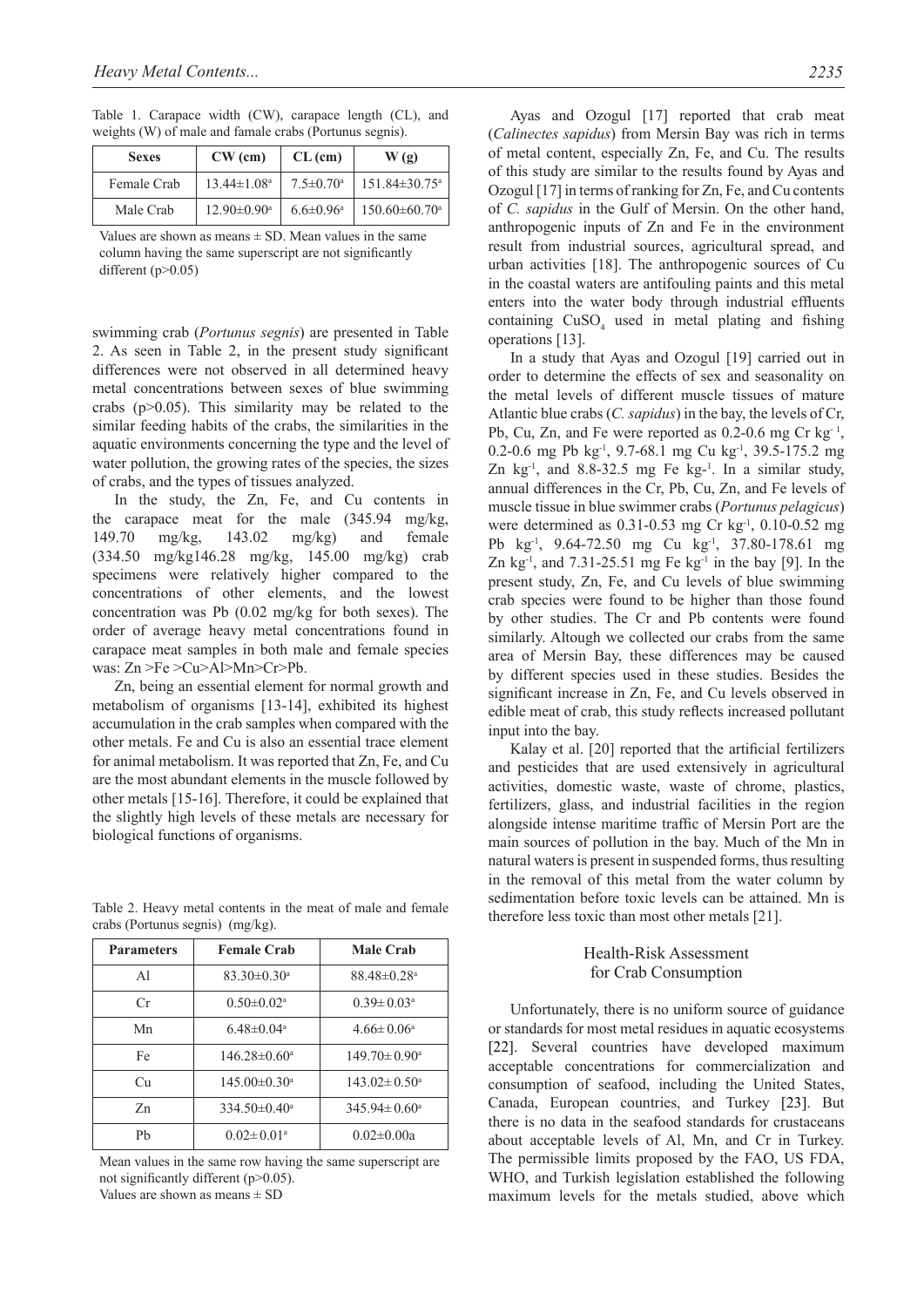Table 1. Carapace width (CW), carapace length (CL), and weights (W) of male and famale crabs (Portunus segnis).

| Sexes | CW (cm) | CL (cm) | W (g) |
|---|---|---|---|
| Female Crab | 13.44±1.08[a] | 7.5±0.70[a] | 151.84±30.75[a] |
| Male Crab | 12.90±0.90[a] | 6.6±0.96[a] | 150.60±60.70[a] |

Values are shown as means ± SD. Mean values in the same column having the same superscript are not significantly different (p>0.05)

swimming crab (*Portunus segnis*) are presented in Table 2. As seen in Table 2, in the present study significant differences were not observed in all determined heavy metal concentrations between sexes of blue swimming crabs (p>0.05). This similarity may be related to the similar feeding habits of the crabs, the similarities in the aquatic environments concerning the type and the level of water pollution, the growing rates of the species, the sizes of crabs, and the types of tissues analyzed.

In the study, the Zn, Fe, and Cu contents in the carapace meat for the male (345.94 mg/kg, 149.70 mg/kg, 143.02 mg/kg) and female (334.50 mg/kg146.28 mg/kg, 145.00 mg/kg) crab specimens were relatively higher compared to the concentrations of other elements, and the lowest concentration was Pb (0.02 mg/kg for both sexes). The order of average heavy metal concentrations found in carapace meat samples in both male and female species was: Zn >Fe >Cu>Al>Mn>Cr>Pb.

Zn, being an essential element for normal growth and metabolism of organisms [13-14], exhibited its highest accumulation in the crab samples when compared with the other metals. Fe and Cu is also an essential trace element for animal metabolism. It was reported that Zn, Fe, and Cu are the most abundant elements in the muscle followed by other metals [15-16]. Therefore, it could be explained that the slightly high levels of these metals are necessary for biological functions of organisms.

Table 2. Heavy metal contents in the meat of male and female crabs (Portunus segnis) (mg/kg).

| Parameters | Female Crab | Male Crab |
|---|---|---|
| Al | 83.30±0.30[a] | 88.48±0.28[a] |
| Cr | 0.50±0.02[a] | 0.39± 0.03[a] |
| Mn | 6.48±0.04[a] | 4.66± 0.06[a] |
| Fe | 146.28±0.60[a] | 149.70± 0.90[a] |
| Cu | 145.00±0.30[a] | 143.02± 0.50[a] |
| Zn | 334.50±0.40[a] | 345.94± 0.60[a] |
| Pb | 0.02± 0.01[a] | 0.02±0.00a |

Mean values in the same row having the same superscript are not significantly different (p>0.05).
Values are shown as means ± SD

Ayas and Ozogul [17] reported that crab meat (*Calinectes sapidus*) from Mersin Bay was rich in terms of metal content, especially Zn, Fe, and Cu. The results of this study are similar to the results found by Ayas and Ozogul [17] in terms of ranking for Zn, Fe, and Cu contents of *C. sapidus* in the Gulf of Mersin. On the other hand, anthropogenic inputs of Zn and Fe in the environment result from industrial sources, agricultural spread, and urban activities [18]. The anthropogenic sources of Cu in the coastal waters are antifouling paints and this metal enters into the water body through industrial effluents containing $CuSO_4$ used in metal plating and fishing operations [13].

In a study that Ayas and Ozogul [19] carried out in order to determine the effects of sex and seasonality on the metal levels of different muscle tissues of mature Atlantic blue crabs (*C. sapidus*) in the bay, the levels of Cr, Pb, Cu, Zn, and Fe were reported as 0.2-0.6 mg Cr $kg^{-1}$, 0.2-0.6 mg Pb $kg^{-1}$, 9.7-68.1 mg Cu $kg^{-1}$, 39.5-175.2 mg Zn $kg^{-1}$, and 8.8-32.5 mg Fe $kg^{-1}$. In a similar study, annual differences in the Cr, Pb, Cu, Zn, and Fe levels of muscle tissue in blue swimmer crabs (*Portunus pelagicus*) were determined as 0.31-0.53 mg Cr $kg^{-1}$, 0.10-0.52 mg Pb $kg^{-1}$, 9.64-72.50 mg Cu $kg^{-1}$, 37.80-178.61 mg Zn $kg^{-1}$, and 7.31-25.51 mg Fe $kg^{-1}$ in the bay [9]. In the present study, Zn, Fe, and Cu levels of blue swimming crab species were found to be higher than those found by other studies. The Cr and Pb contents were found similarly. Altough we collected our crabs from the same area of Mersin Bay, these differences may be caused by different species used in these studies. Besides the significant increase in Zn, Fe, and Cu levels observed in edible meat of crab, this study reflects increased pollutant input into the bay.

Kalay et al. [20] reported that the artificial fertilizers and pesticides that are used extensively in agricultural activities, domestic waste, waste of chrome, plastics, fertilizers, glass, and industrial facilities in the region alongside intense maritime traffic of Mersin Port are the main sources of pollution in the bay. Much of the Mn in natural waters is present in suspended forms, thus resulting in the removal of this metal from the water column by sedimentation before toxic levels can be attained. Mn is therefore less toxic than most other metals [21].

## Health-Risk Assessment for Crab Consumption

Unfortunately, there is no uniform source of guidance or standards for most metal residues in aquatic ecosystems [22]. Several countries have developed maximum acceptable concentrations for commercialization and consumption of seafood, including the United States, Canada, European countries, and Turkey [23]. But there is no data in the seafood standards for crustaceans about acceptable levels of Al, Mn, and Cr in Turkey. The permissible limits proposed by the FAO, US FDA, WHO, and Turkish legislation established the following maximum levels for the metals studied, above which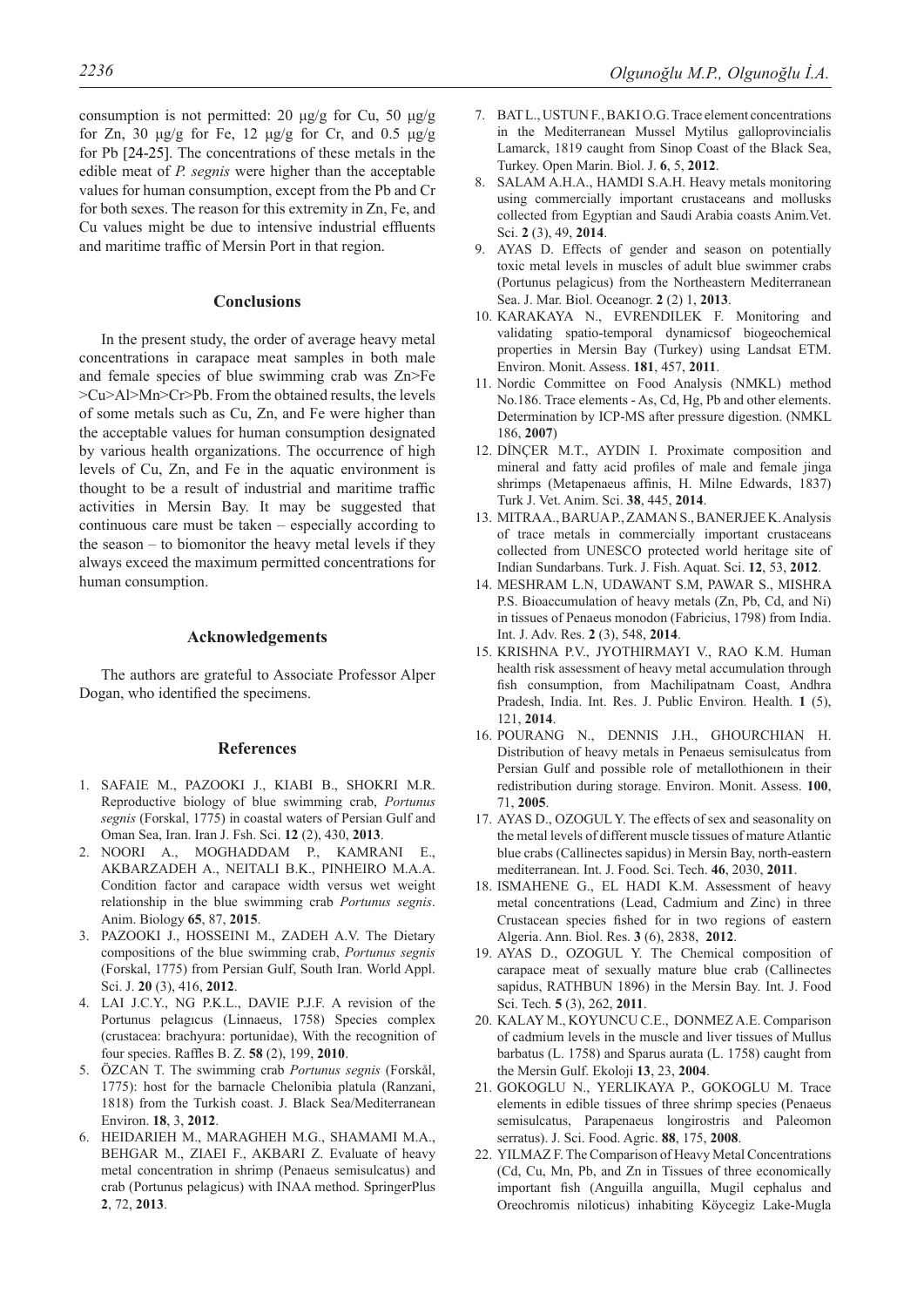consumption is not permitted: 20 μg/g for Cu, 50 μg/g for Zn, 30 μg/g for Fe, 12 μg/g for Cr, and 0.5 μg/g for Pb [24-25]. The concentrations of these metals in the edible meat of *P. segnis* were higher than the acceptable values for human consumption, except from the Pb and Cr for both sexes. The reason for this extremity in Zn, Fe, and Cu values might be due to intensive industrial effluents and maritime traffic of Mersin Port in that region.

## Conclusions

In the present study, the order of average heavy metal concentrations in carapace meat samples in both male and female species of blue swimming crab was Zn>Fe >Cu>Al>Mn>Cr>Pb. From the obtained results, the levels of some metals such as Cu, Zn, and Fe were higher than the acceptable values for human consumption designated by various health organizations. The occurrence of high levels of Cu, Zn, and Fe in the aquatic environment is thought to be a result of industrial and maritime traffic activities in Mersin Bay. It may be suggested that continuous care must be taken – especially according to the season – to biomonitor the heavy metal levels if they always exceed the maximum permitted concentrations for human consumption.

## Acknowledgements

The authors are grateful to Associate Professor Alper Dogan, who identified the specimens.

## References

1. SAFAIE M., PAZOOKI J., KIABI B., SHOKRI M.R. Reproductive biology of blue swimming crab, *Portunus segnis* (Forskal, 1775) in coastal waters of Persian Gulf and Oman Sea, Iran. Iran J. Fsh. Sci. **12** (2), 430, **2013**.
2. NOORI A., MOGHADDAM P., KAMRANI E., AKBARZADEH A., NEITALI B.K., PINHEIRO M.A.A. Condition factor and carapace width versus wet weight relationship in the blue swimming crab *Portunus segnis*. Anim. Biology **65**, 87, **2015**.
3. PAZOOKI J., HOSSEINI M., ZADEH A.V. The Dietary compositions of the blue swimming crab, *Portunus segnis* (Forskal, 1775) from Persian Gulf, South Iran. World Appl. Sci. J. **20** (3), 416, **2012**.
4. LAI J.C.Y., NG P.K.L., DAVIE P.J.F. A revision of the Portunus pelagıcus (Linnaeus, 1758) Species complex (crustacea: brachyura: portunidae), With the recognition of four species. Raffles B. Z. **58** (2), 199, **2010**.
5. ÖZCAN T. The swimming crab *Portunus segnis* (Forskål, 1775): host for the barnacle Chelonibia platula (Ranzani, 1818) from the Turkish coast. J. Black Sea/Mediterranean Environ. **18**, 3, **2012**.
6. HEIDARIEH M., MARAGHEH M.G., SHAMAMI M.A., BEHGAR M., ZIAEI F., AKBARI Z. Evaluate of heavy metal concentration in shrimp (Penaeus semisulcatus) and crab (Portunus pelagicus) with INAA method. SpringerPlus **2**, 72, **2013**.
7. BAT L., USTUN F., BAKI O.G. Trace element concentrations in the Mediterranean Mussel Mytilus galloprovincialis Lamarck, 1819 caught from Sinop Coast of the Black Sea, Turkey. Open Marin. Biol. J. **6**, 5, **2012**.
8. SALAM A.H.A., HAMDI S.A.H. Heavy metals monitoring using commercially important crustaceans and mollusks collected from Egyptian and Saudi Arabia coasts Anim.Vet. Sci. **2** (3), 49, **2014**.
9. AYAS D. Effects of gender and season on potentially toxic metal levels in muscles of adult blue swimmer crabs (Portunus pelagicus) from the Northeastern Mediterranean Sea. J. Mar. Biol. Oceanogr. **2** (2) 1, **2013**.
10. KARAKAYA N., EVRENDILEK F. Monitoring and validating spatio-temporal dynamicsof biogeochemical properties in Mersin Bay (Turkey) using Landsat ETM. Environ. Monit. Assess. **181**, 457, **2011**.
11. Nordic Committee on Food Analysis (NMKL) method No.186. Trace elements - As, Cd, Hg, Pb and other elements. Determination by ICP-MS after pressure digestion. (NMKL 186, **2007**)
12. DİNÇER M.T., AYDIN I. Proximate composition and mineral and fatty acid profiles of male and female jinga shrimps (Metapenaeus affinis, H. Milne Edwards, 1837) Turk J. Vet. Anim. Sci. **38**, 445, **2014**.
13. MITRA A., BARUA P., ZAMAN S., BANERJEE K. Analysis of trace metals in commercially important crustaceans collected from UNESCO protected world heritage site of Indian Sundarbans. Turk. J. Fish. Aquat. Sci. **12**, 53, **2012**.
14. MESHRAM L.N, UDAWANT S.M, PAWAR S., MISHRA P.S. Bioaccumulation of heavy metals (Zn, Pb, Cd, and Ni) in tissues of Penaeus monodon (Fabricius, 1798) from India. Int. J. Adv. Res. **2** (3), 548, **2014**.
15. KRISHNA P.V., JYOTHIRMAYI V., RAO K.M. Human health risk assessment of heavy metal accumulation through fish consumption, from Machilipatnam Coast, Andhra Pradesh, India. Int. Res. J. Public Environ. Health. **1** (5), 121, **2014**.
16. POURANG N., DENNIS J.H., GHOURCHIAN H. Distribution of heavy metals in Penaeus semisulcatus from Persian Gulf and possible role of metallothioneın in their redistribution during storage. Environ. Monit. Assess. **100**, 71, **2005**.
17. AYAS D., OZOGUL Y. The effects of sex and seasonality on the metal levels of different muscle tissues of mature Atlantic blue crabs (Callinectes sapidus) in Mersin Bay, north-eastern mediterranean. Int. J. Food. Sci. Tech. **46**, 2030, **2011**.
18. ISMAHENE G., EL HADI K.M. Assessment of heavy metal concentrations (Lead, Cadmium and Zinc) in three Crustacean species fished for in two regions of eastern Algeria. Ann. Biol. Res. **3** (6), 2838, **2012**.
19. AYAS D., OZOGUL Y. The Chemical composition of carapace meat of sexually mature blue crab (Callinectes sapidus, RATHBUN 1896) in the Mersin Bay. Int. J. Food Sci. Tech. **5** (3), 262, **2011**.
20. KALAY M., KOYUNCU C.E., DONMEZ A.E. Comparison of cadmium levels in the muscle and liver tissues of Mullus barbatus (L. 1758) and Sparus aurata (L. 1758) caught from the Mersin Gulf. Ekoloji **13**, 23, **2004**.
21. GOKOGLU N., YERLIKAYA P., GOKOGLU M. Trace elements in edible tissues of three shrimp species (Penaeus semisulcatus, Parapenaeus longirostris and Paleomon serratus). J. Sci. Food. Agric. **88**, 175, **2008**.
22. YILMAZ F. The Comparison of Heavy Metal Concentrations (Cd, Cu, Mn, Pb, and Zn in Tissues of three economically important fish (Anguilla anguilla, Mugil cephalus and Oreochromis niloticus) inhabiting Köycegiz Lake-Mugla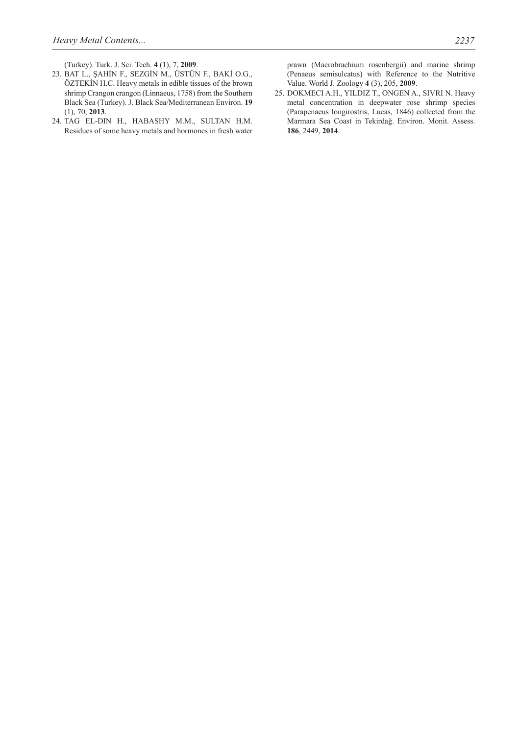(Turkey). Turk. J. Sci. Tech. **4** (1), 7, **2009**.

23. BAT L., ŞAHİN F., SEZGİN M., ÜSTÜN F., BAKİ O.G., ÖZTEKİN H.C. Heavy metals in edible tissues of the brown shrimp Crangon crangon (Linnaeus, 1758) from the Southern Black Sea (Turkey). J. Black Sea/Mediterranean Environ. **19** (1), 70, **2013**.
24. TAG EL-DIN H., HABASHY M.M., SULTAN H.M. Residues of some heavy metals and hormones in fresh water prawn (Macrobrachium rosenbergii) and marine shrimp (Penaeus semisulcatus) with Reference to the Nutritive Value. World J. Zoology **4** (3), 205, **2009**.
25. DOKMECI A.H., YILDIZ T., ONGEN A., SIVRI N. Heavy metal concentration in deepwater rose shrimp species (Parapenaeus longirostris, Lucas, 1846) collected from the Marmara Sea Coast in Tekirdağ. Environ. Monit. Assess. **186**, 2449, **2014**.